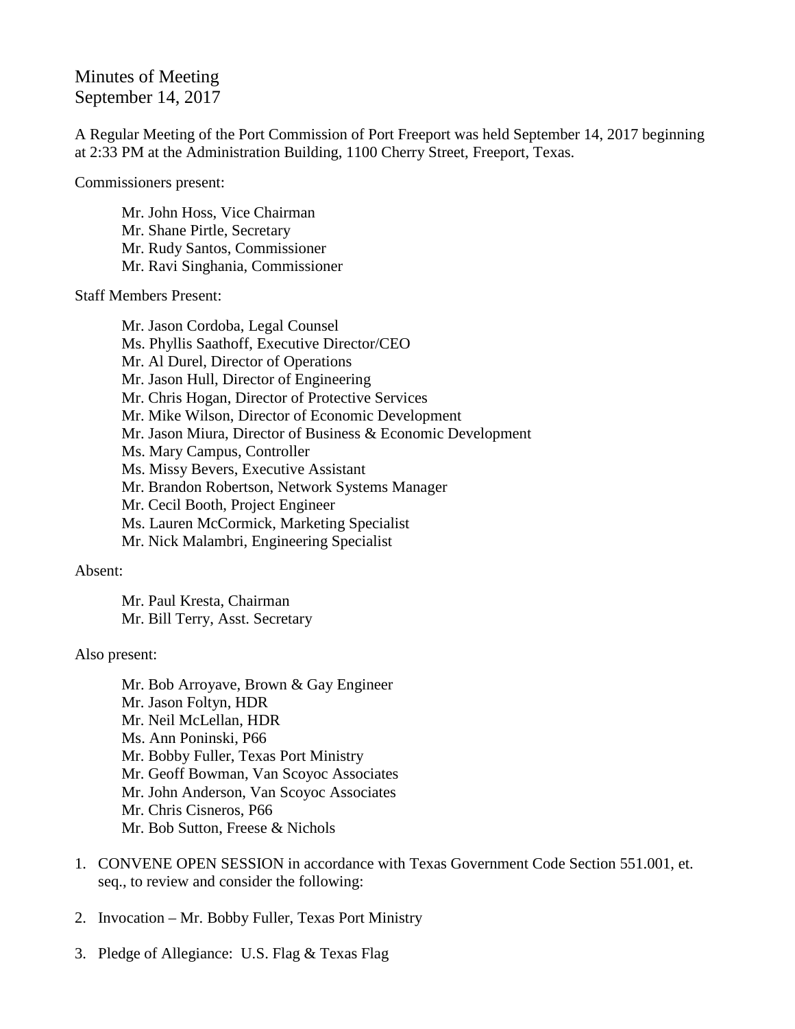Minutes of Meeting
September 14, 2017

A Regular Meeting of the Port Commission of Port Freeport was held September 14, 2017 beginning at 2:33 PM at the Administration Building, 1100 Cherry Street, Freeport, Texas.

Commissioners present:

Mr. John Hoss, Vice Chairman
Mr. Shane Pirtle, Secretary
Mr. Rudy Santos, Commissioner
Mr. Ravi Singhania, Commissioner

Staff Members Present:

Mr. Jason Cordoba, Legal Counsel
Ms. Phyllis Saathoff, Executive Director/CEO
Mr. Al Durel, Director of Operations
Mr. Jason Hull, Director of Engineering
Mr. Chris Hogan, Director of Protective Services
Mr. Mike Wilson, Director of Economic Development
Mr. Jason Miura, Director of Business & Economic Development
Ms. Mary Campus, Controller
Ms. Missy Bevers, Executive Assistant
Mr. Brandon Robertson, Network Systems Manager
Mr. Cecil Booth, Project Engineer
Ms. Lauren McCormick, Marketing Specialist
Mr. Nick Malambri, Engineering Specialist

Absent:

Mr. Paul Kresta, Chairman
Mr. Bill Terry, Asst. Secretary

Also present:

Mr. Bob Arroyave, Brown & Gay Engineer
Mr. Jason Foltyn, HDR
Mr. Neil McLellan, HDR
Ms. Ann Poninski, P66
Mr. Bobby Fuller, Texas Port Ministry
Mr. Geoff Bowman, Van Scoyoc Associates
Mr. John Anderson, Van Scoyoc Associates
Mr. Chris Cisneros, P66
Mr. Bob Sutton, Freese & Nichols

1. CONVENE OPEN SESSION in accordance with Texas Government Code Section 551.001, et. seq., to review and consider the following:

2. Invocation – Mr. Bobby Fuller, Texas Port Ministry

3. Pledge of Allegiance: U.S. Flag & Texas Flag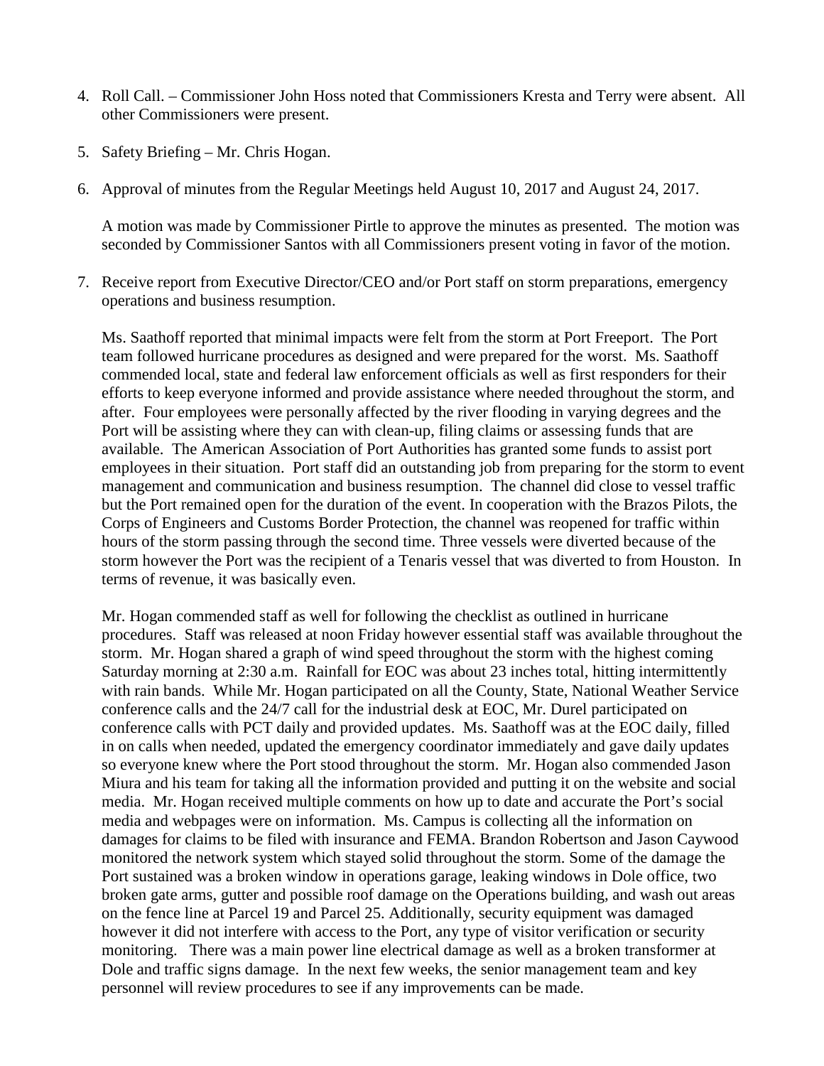4. Roll Call. – Commissioner John Hoss noted that Commissioners Kresta and Terry were absent. All other Commissioners were present.

5. Safety Briefing – Mr. Chris Hogan.

6. Approval of minutes from the Regular Meetings held August 10, 2017 and August 24, 2017.

   A motion was made by Commissioner Pirtle to approve the minutes as presented. The motion was seconded by Commissioner Santos with all Commissioners present voting in favor of the motion.

7. Receive report from Executive Director/CEO and/or Port staff on storm preparations, emergency operations and business resumption.

   Ms. Saathoff reported that minimal impacts were felt from the storm at Port Freeport. The Port team followed hurricane procedures as designed and were prepared for the worst. Ms. Saathoff commended local, state and federal law enforcement officials as well as first responders for their efforts to keep everyone informed and provide assistance where needed throughout the storm, and after. Four employees were personally affected by the river flooding in varying degrees and the Port will be assisting where they can with clean-up, filing claims or assessing funds that are available. The American Association of Port Authorities has granted some funds to assist port employees in their situation. Port staff did an outstanding job from preparing for the storm to event management and communication and business resumption. The channel did close to vessel traffic but the Port remained open for the duration of the event. In cooperation with the Brazos Pilots, the Corps of Engineers and Customs Border Protection, the channel was reopened for traffic within hours of the storm passing through the second time. Three vessels were diverted because of the storm however the Port was the recipient of a Tenaris vessel that was diverted to from Houston. In terms of revenue, it was basically even.

   Mr. Hogan commended staff as well for following the checklist as outlined in hurricane procedures. Staff was released at noon Friday however essential staff was available throughout the storm. Mr. Hogan shared a graph of wind speed throughout the storm with the highest coming Saturday morning at 2:30 a.m. Rainfall for EOC was about 23 inches total, hitting intermittently with rain bands. While Mr. Hogan participated on all the County, State, National Weather Service conference calls and the 24/7 call for the industrial desk at EOC, Mr. Durel participated on conference calls with PCT daily and provided updates. Ms. Saathoff was at the EOC daily, filled in on calls when needed, updated the emergency coordinator immediately and gave daily updates so everyone knew where the Port stood throughout the storm. Mr. Hogan also commended Jason Miura and his team for taking all the information provided and putting it on the website and social media. Mr. Hogan received multiple comments on how up to date and accurate the Port's social media and webpages were on information. Ms. Campus is collecting all the information on damages for claims to be filed with insurance and FEMA. Brandon Robertson and Jason Caywood monitored the network system which stayed solid throughout the storm. Some of the damage the Port sustained was a broken window in operations garage, leaking windows in Dole office, two broken gate arms, gutter and possible roof damage on the Operations building, and wash out areas on the fence line at Parcel 19 and Parcel 25. Additionally, security equipment was damaged however it did not interfere with access to the Port, any type of visitor verification or security monitoring. There was a main power line electrical damage as well as a broken transformer at Dole and traffic signs damage. In the next few weeks, the senior management team and key personnel will review procedures to see if any improvements can be made.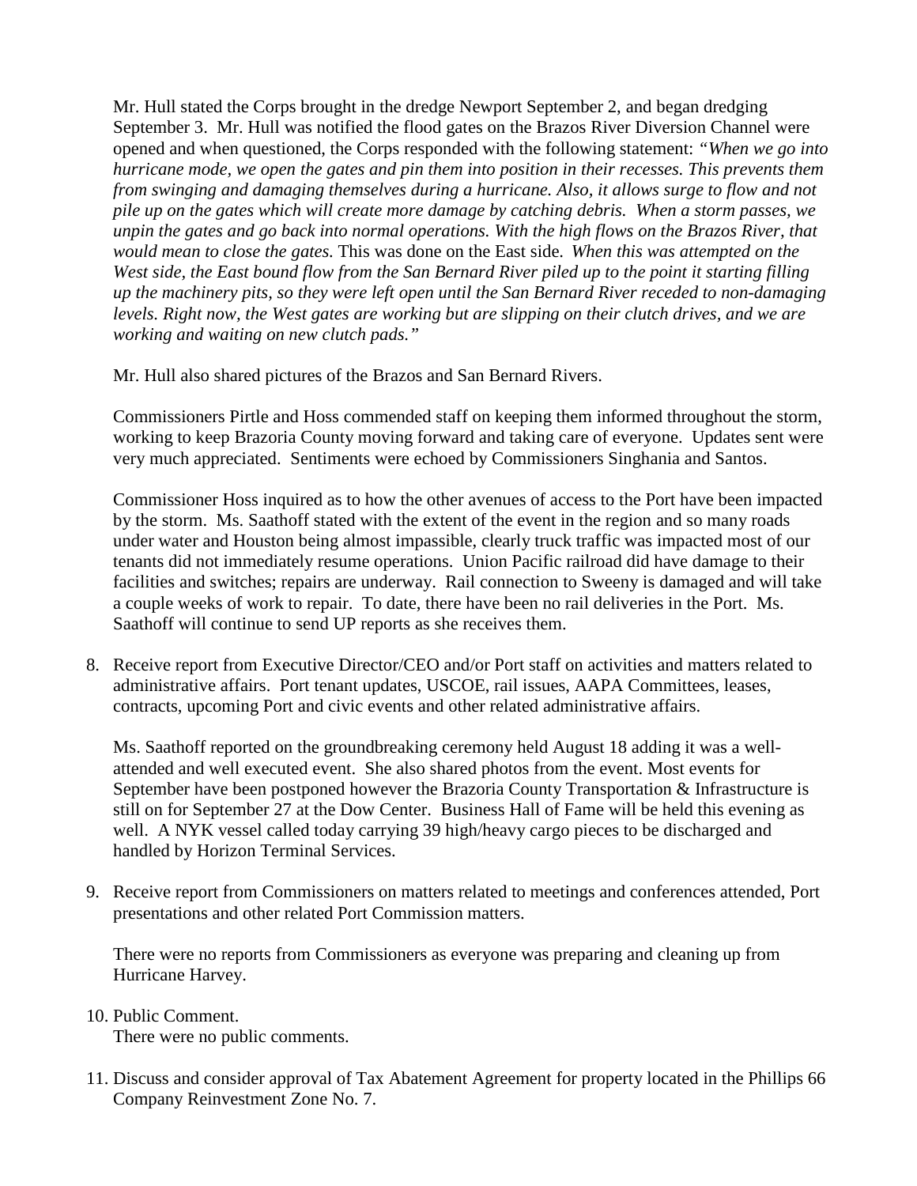Mr. Hull stated the Corps brought in the dredge Newport September 2, and began dredging September 3. Mr. Hull was notified the flood gates on the Brazos River Diversion Channel were opened and when questioned, the Corps responded with the following statement: *"When we go into hurricane mode, we open the gates and pin them into position in their recesses. This prevents them from swinging and damaging themselves during a hurricane. Also, it allows surge to flow and not pile up on the gates which will create more damage by catching debris. When a storm passes, we unpin the gates and go back into normal operations. With the high flows on the Brazos River, that would mean to close the gates.* This was done on the East side. *When this was attempted on the West side, the East bound flow from the San Bernard River piled up to the point it starting filling up the machinery pits, so they were left open until the San Bernard River receded to non-damaging levels. Right now, the West gates are working but are slipping on their clutch drives, and we are working and waiting on new clutch pads."*

Mr. Hull also shared pictures of the Brazos and San Bernard Rivers.

Commissioners Pirtle and Hoss commended staff on keeping them informed throughout the storm, working to keep Brazoria County moving forward and taking care of everyone. Updates sent were very much appreciated. Sentiments were echoed by Commissioners Singhania and Santos.

Commissioner Hoss inquired as to how the other avenues of access to the Port have been impacted by the storm. Ms. Saathoff stated with the extent of the event in the region and so many roads under water and Houston being almost impassible, clearly truck traffic was impacted most of our tenants did not immediately resume operations. Union Pacific railroad did have damage to their facilities and switches; repairs are underway. Rail connection to Sweeny is damaged and will take a couple weeks of work to repair. To date, there have been no rail deliveries in the Port. Ms. Saathoff will continue to send UP reports as she receives them.

8. Receive report from Executive Director/CEO and/or Port staff on activities and matters related to administrative affairs. Port tenant updates, USCOE, rail issues, AAPA Committees, leases, contracts, upcoming Port and civic events and other related administrative affairs.

   Ms. Saathoff reported on the groundbreaking ceremony held August 18 adding it was a well-attended and well executed event. She also shared photos from the event. Most events for September have been postponed however the Brazoria County Transportation & Infrastructure is still on for September 27 at the Dow Center. Business Hall of Fame will be held this evening as well. A NYK vessel called today carrying 39 high/heavy cargo pieces to be discharged and handled by Horizon Terminal Services.

9. Receive report from Commissioners on matters related to meetings and conferences attended, Port presentations and other related Port Commission matters.

   There were no reports from Commissioners as everyone was preparing and cleaning up from Hurricane Harvey.

10. Public Comment.
    There were no public comments.

11. Discuss and consider approval of Tax Abatement Agreement for property located in the Phillips 66 Company Reinvestment Zone No. 7.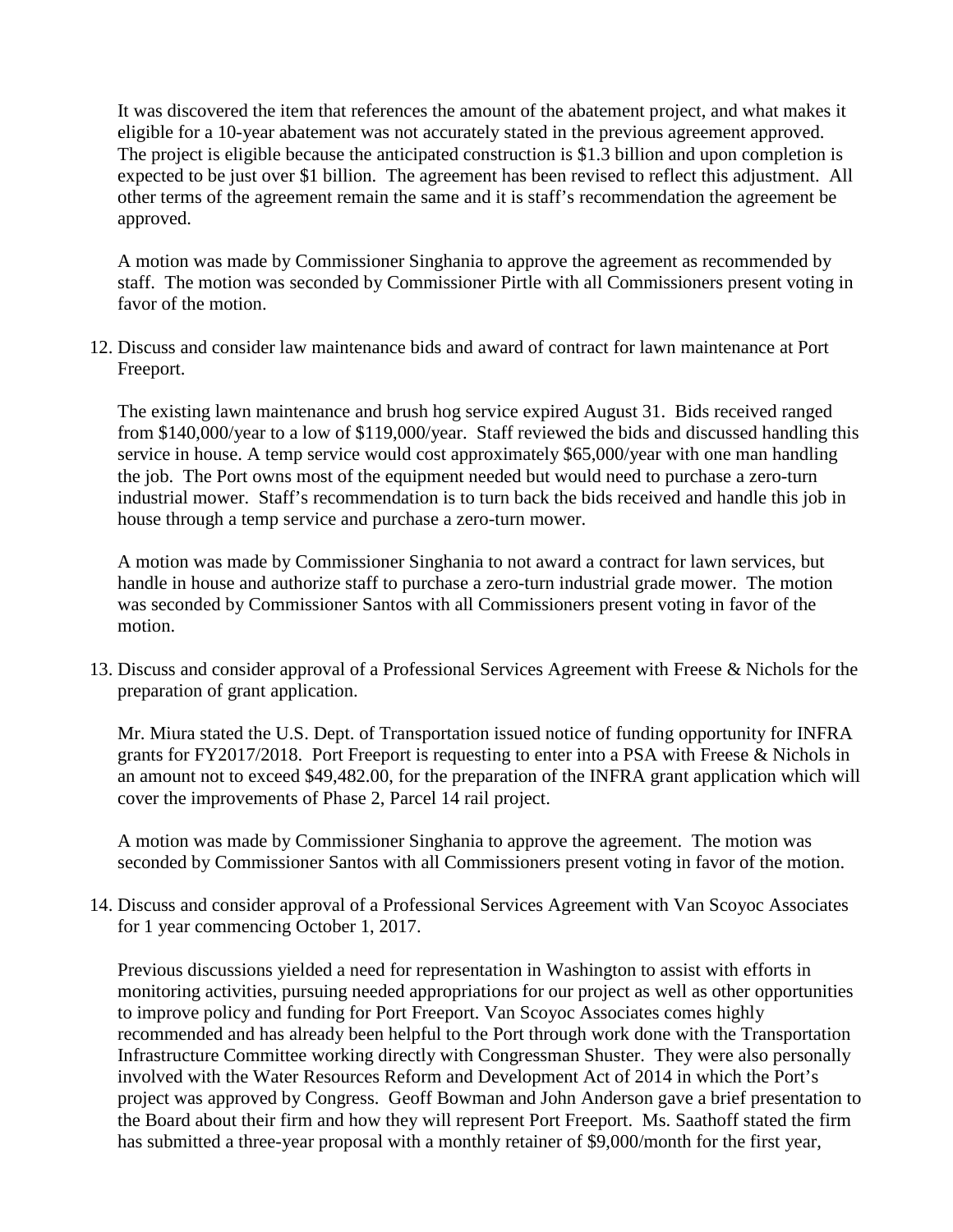It was discovered the item that references the amount of the abatement project, and what makes it eligible for a 10-year abatement was not accurately stated in the previous agreement approved. The project is eligible because the anticipated construction is $1.3 billion and upon completion is expected to be just over $1 billion. The agreement has been revised to reflect this adjustment. All other terms of the agreement remain the same and it is staff's recommendation the agreement be approved.

A motion was made by Commissioner Singhania to approve the agreement as recommended by staff. The motion was seconded by Commissioner Pirtle with all Commissioners present voting in favor of the motion.

12. Discuss and consider law maintenance bids and award of contract for lawn maintenance at Port Freeport.

    The existing lawn maintenance and brush hog service expired August 31. Bids received ranged from $140,000/year to a low of $119,000/year. Staff reviewed the bids and discussed handling this service in house. A temp service would cost approximately $65,000/year with one man handling the job. The Port owns most of the equipment needed but would need to purchase a zero-turn industrial mower. Staff's recommendation is to turn back the bids received and handle this job in house through a temp service and purchase a zero-turn mower.

    A motion was made by Commissioner Singhania to not award a contract for lawn services, but handle in house and authorize staff to purchase a zero-turn industrial grade mower. The motion was seconded by Commissioner Santos with all Commissioners present voting in favor of the motion.

13. Discuss and consider approval of a Professional Services Agreement with Freese & Nichols for the preparation of grant application.

    Mr. Miura stated the U.S. Dept. of Transportation issued notice of funding opportunity for INFRA grants for FY2017/2018. Port Freeport is requesting to enter into a PSA with Freese & Nichols in an amount not to exceed $49,482.00, for the preparation of the INFRA grant application which will cover the improvements of Phase 2, Parcel 14 rail project.

    A motion was made by Commissioner Singhania to approve the agreement. The motion was seconded by Commissioner Santos with all Commissioners present voting in favor of the motion.

14. Discuss and consider approval of a Professional Services Agreement with Van Scoyoc Associates for 1 year commencing October 1, 2017.

    Previous discussions yielded a need for representation in Washington to assist with efforts in monitoring activities, pursuing needed appropriations for our project as well as other opportunities to improve policy and funding for Port Freeport. Van Scoyoc Associates comes highly recommended and has already been helpful to the Port through work done with the Transportation Infrastructure Committee working directly with Congressman Shuster. They were also personally involved with the Water Resources Reform and Development Act of 2014 in which the Port's project was approved by Congress. Geoff Bowman and John Anderson gave a brief presentation to the Board about their firm and how they will represent Port Freeport. Ms. Saathoff stated the firm has submitted a three-year proposal with a monthly retainer of $9,000/month for the first year,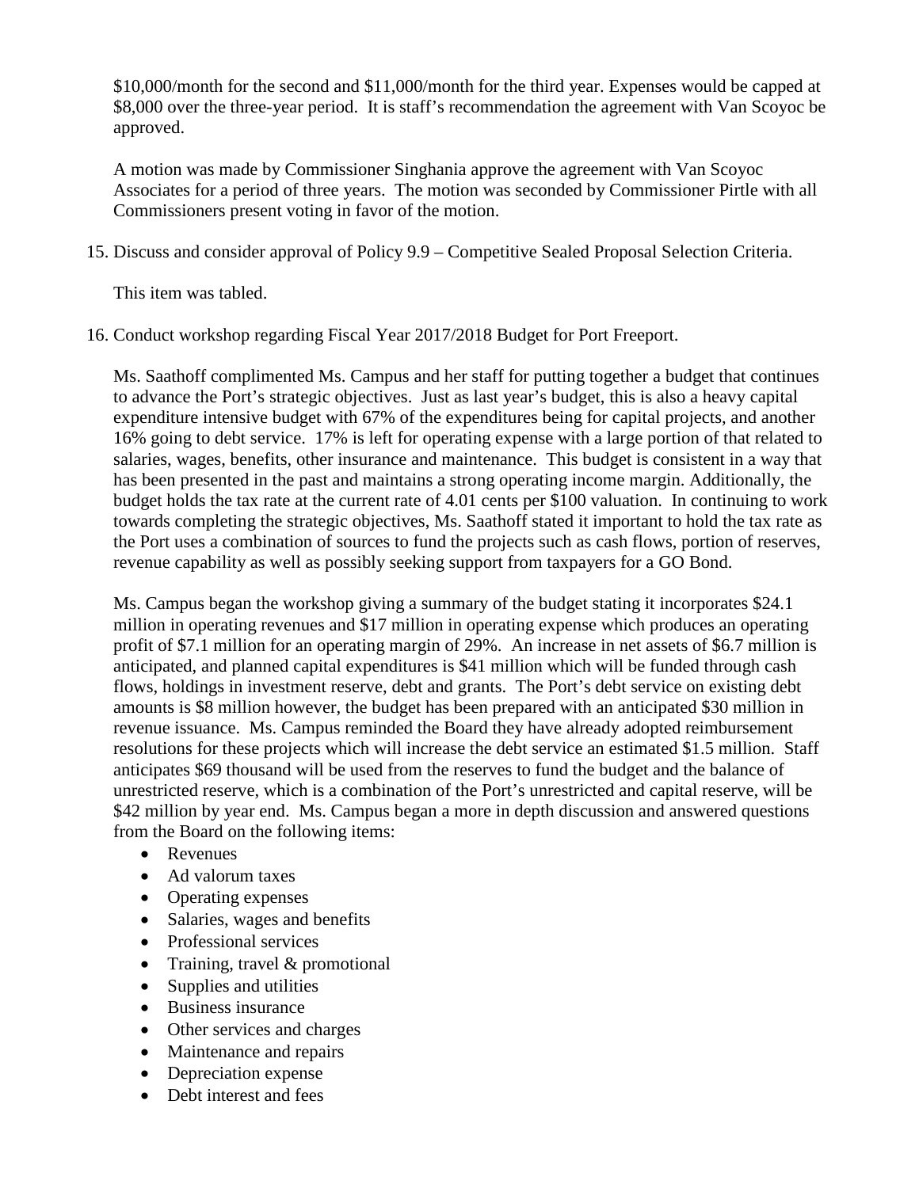$10,000/month for the second and $11,000/month for the third year. Expenses would be capped at $8,000 over the three-year period. It is staff's recommendation the agreement with Van Scoyoc be approved.

A motion was made by Commissioner Singhania approve the agreement with Van Scoyoc Associates for a period of three years. The motion was seconded by Commissioner Pirtle with all Commissioners present voting in favor of the motion.

15. Discuss and consider approval of Policy 9.9 – Competitive Sealed Proposal Selection Criteria.

    This item was tabled.

16. Conduct workshop regarding Fiscal Year 2017/2018 Budget for Port Freeport.

    Ms. Saathoff complimented Ms. Campus and her staff for putting together a budget that continues to advance the Port's strategic objectives. Just as last year's budget, this is also a heavy capital expenditure intensive budget with 67% of the expenditures being for capital projects, and another 16% going to debt service. 17% is left for operating expense with a large portion of that related to salaries, wages, benefits, other insurance and maintenance. This budget is consistent in a way that has been presented in the past and maintains a strong operating income margin. Additionally, the budget holds the tax rate at the current rate of 4.01 cents per $100 valuation. In continuing to work towards completing the strategic objectives, Ms. Saathoff stated it important to hold the tax rate as the Port uses a combination of sources to fund the projects such as cash flows, portion of reserves, revenue capability as well as possibly seeking support from taxpayers for a GO Bond.

    Ms. Campus began the workshop giving a summary of the budget stating it incorporates $24.1 million in operating revenues and $17 million in operating expense which produces an operating profit of $7.1 million for an operating margin of 29%. An increase in net assets of $6.7 million is anticipated, and planned capital expenditures is $41 million which will be funded through cash flows, holdings in investment reserve, debt and grants. The Port's debt service on existing debt amounts is $8 million however, the budget has been prepared with an anticipated $30 million in revenue issuance. Ms. Campus reminded the Board they have already adopted reimbursement resolutions for these projects which will increase the debt service an estimated $1.5 million. Staff anticipates $69 thousand will be used from the reserves to fund the budget and the balance of unrestricted reserve, which is a combination of the Port's unrestricted and capital reserve, will be $42 million by year end. Ms. Campus began a more in depth discussion and answered questions from the Board on the following items:

    - Revenues
    - Ad valorum taxes
    - Operating expenses
    - Salaries, wages and benefits
    - Professional services
    - Training, travel & promotional
    - Supplies and utilities
    - Business insurance
    - Other services and charges
    - Maintenance and repairs
    - Depreciation expense
    - Debt interest and fees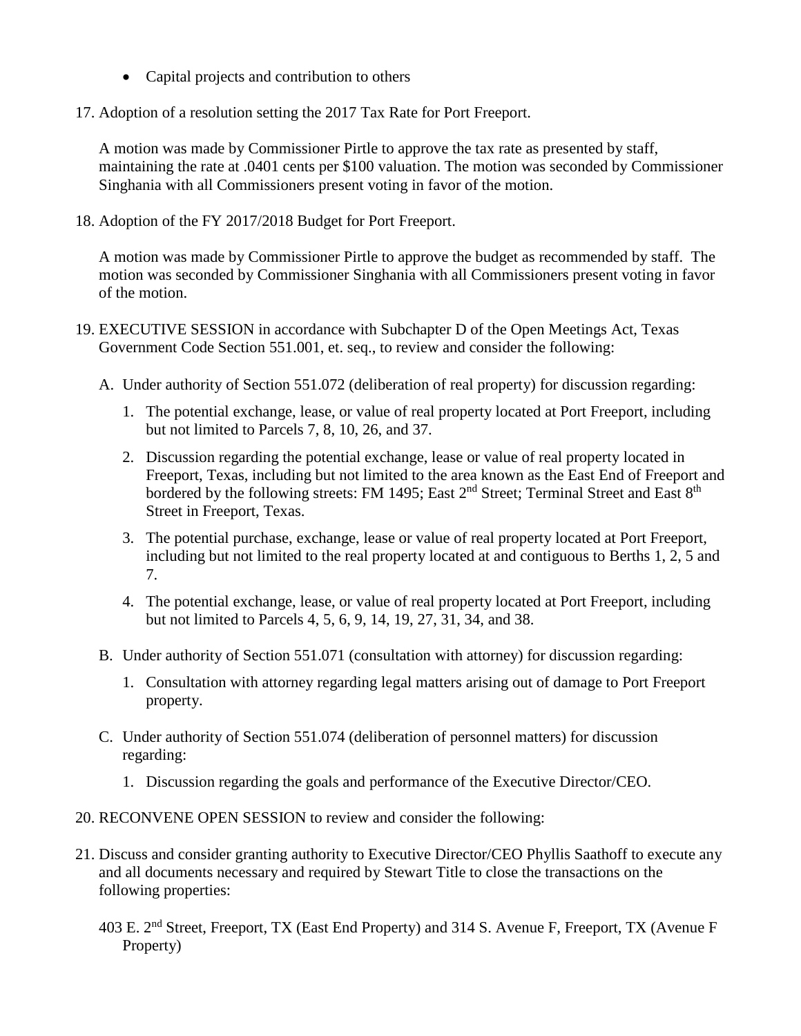- Capital projects and contribution to others

17. Adoption of a resolution setting the 2017 Tax Rate for Port Freeport.

    A motion was made by Commissioner Pirtle to approve the tax rate as presented by staff, maintaining the rate at .0401 cents per $100 valuation. The motion was seconded by Commissioner Singhania with all Commissioners present voting in favor of the motion.

18. Adoption of the FY 2017/2018 Budget for Port Freeport.

    A motion was made by Commissioner Pirtle to approve the budget as recommended by staff. The motion was seconded by Commissioner Singhania with all Commissioners present voting in favor of the motion.

19. EXECUTIVE SESSION in accordance with Subchapter D of the Open Meetings Act, Texas Government Code Section 551.001, et. seq., to review and consider the following:

    A. Under authority of Section 551.072 (deliberation of real property) for discussion regarding:

       1. The potential exchange, lease, or value of real property located at Port Freeport, including but not limited to Parcels 7, 8, 10, 26, and 37.
       2. Discussion regarding the potential exchange, lease or value of real property located in Freeport, Texas, including but not limited to the area known as the East End of Freeport and bordered by the following streets: FM 1495; East 2nd Street; Terminal Street and East 8th Street in Freeport, Texas.
       3. The potential purchase, exchange, lease or value of real property located at Port Freeport, including but not limited to the real property located at and contiguous to Berths 1, 2, 5 and 7.
       4. The potential exchange, lease, or value of real property located at Port Freeport, including but not limited to Parcels 4, 5, 6, 9, 14, 19, 27, 31, 34, and 38.

    B. Under authority of Section 551.071 (consultation with attorney) for discussion regarding:

       1. Consultation with attorney regarding legal matters arising out of damage to Port Freeport property.

    C. Under authority of Section 551.074 (deliberation of personnel matters) for discussion regarding:

       1. Discussion regarding the goals and performance of the Executive Director/CEO.

20. RECONVENE OPEN SESSION to review and consider the following:

21. Discuss and consider granting authority to Executive Director/CEO Phyllis Saathoff to execute any and all documents necessary and required by Stewart Title to close the transactions on the following properties:

    403 E. 2nd Street, Freeport, TX (East End Property) and 314 S. Avenue F, Freeport, TX (Avenue F Property)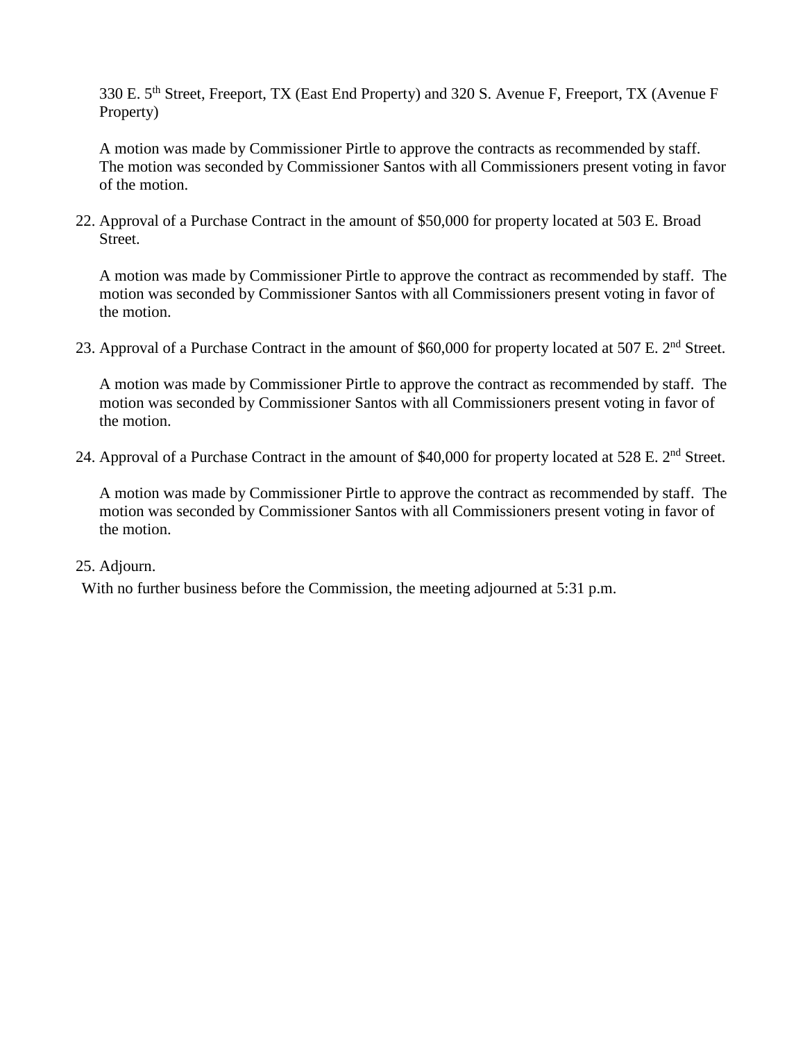330 E. 5th Street, Freeport, TX (East End Property) and 320 S. Avenue F, Freeport, TX (Avenue F Property)

A motion was made by Commissioner Pirtle to approve the contracts as recommended by staff. The motion was seconded by Commissioner Santos with all Commissioners present voting in favor of the motion.

22. Approval of a Purchase Contract in the amount of $50,000 for property located at 503 E. Broad Street.

    A motion was made by Commissioner Pirtle to approve the contract as recommended by staff. The motion was seconded by Commissioner Santos with all Commissioners present voting in favor of the motion.

23. Approval of a Purchase Contract in the amount of $60,000 for property located at 507 E. 2nd Street.

    A motion was made by Commissioner Pirtle to approve the contract as recommended by staff. The motion was seconded by Commissioner Santos with all Commissioners present voting in favor of the motion.

24. Approval of a Purchase Contract in the amount of $40,000 for property located at 528 E. 2nd Street.

    A motion was made by Commissioner Pirtle to approve the contract as recommended by staff. The motion was seconded by Commissioner Santos with all Commissioners present voting in favor of the motion.

25. Adjourn.

With no further business before the Commission, the meeting adjourned at 5:31 p.m.